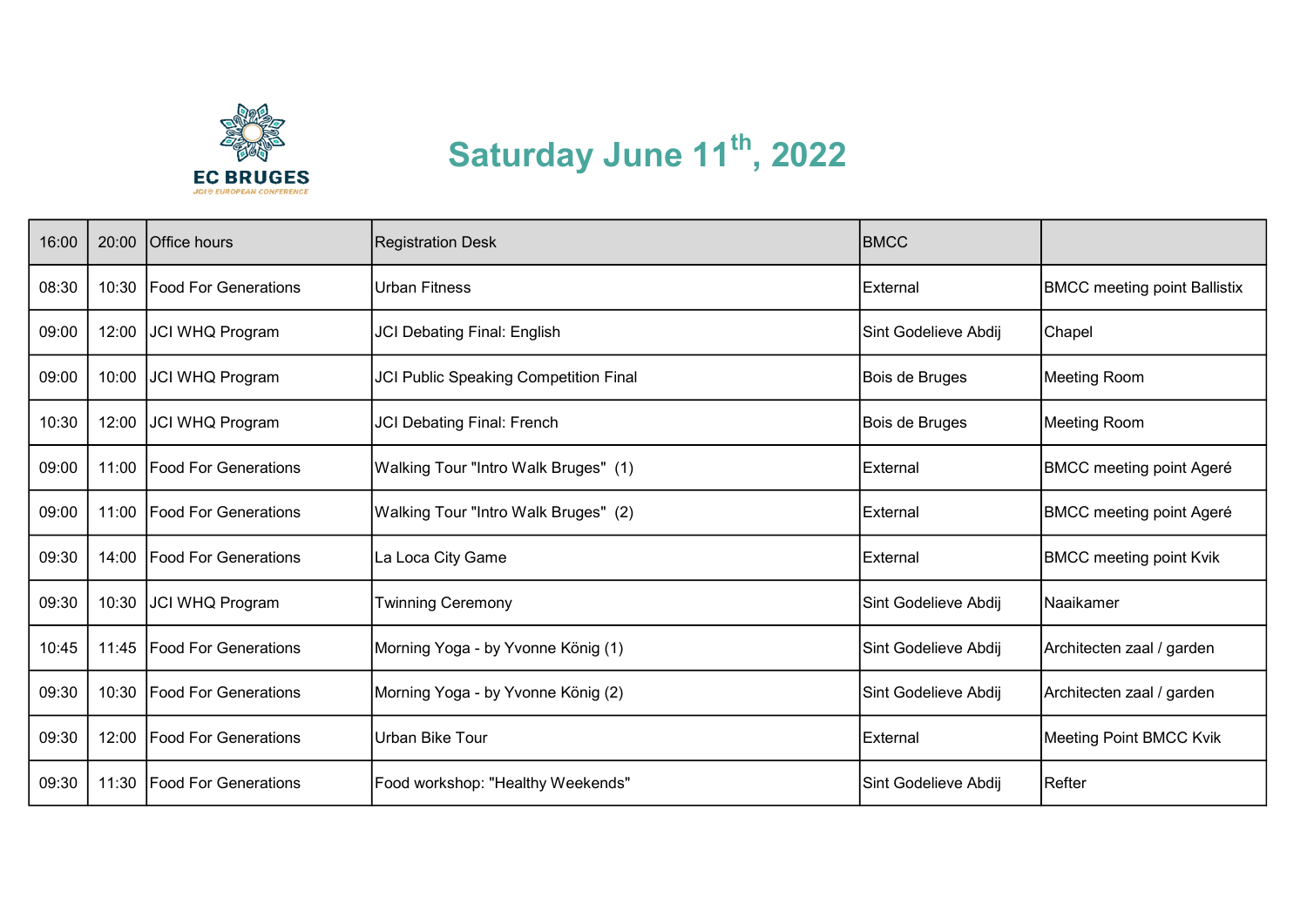EC BRUGES
JCI® EUROPEAN CONFERENCE

# Saturday June 11th, 2022

| 16:00 | 20:00 | Office hours | Registration Desk | BMCC | |
|---|---|---|---|---|---|
| 08:30 | 10:30 | Food For Generations | Urban Fitness | External | BMCC meeting point Ballistix |
| 09:00 | 12:00 | JCI WHQ Program | JCI Debating Final: English | Sint Godelieve Abdij | Chapel |
| 09:00 | 10:00 | JCI WHQ Program | JCI Public Speaking Competition Final | Bois de Bruges | Meeting Room |
| 10:30 | 12:00 | JCI WHQ Program | JCI Debating Final: French | Bois de Bruges | Meeting Room |
| 09:00 | 11:00 | Food For Generations | Walking Tour "Intro Walk Bruges" (1) | External | BMCC meeting point Ageré |
| 09:00 | 11:00 | Food For Generations | Walking Tour "Intro Walk Bruges" (2) | External | BMCC meeting point Ageré |
| 09:30 | 14:00 | Food For Generations | La Loca City Game | External | BMCC meeting point Kvik |
| 09:30 | 10:30 | JCI WHQ Program | Twinning Ceremony | Sint Godelieve Abdij | Naaikamer |
| 10:45 | 11:45 | Food For Generations | Morning Yoga - by Yvonne König (1) | Sint Godelieve Abdij | Architecten zaal / garden |
| 09:30 | 10:30 | Food For Generations | Morning Yoga - by Yvonne König (2) | Sint Godelieve Abdij | Architecten zaal / garden |
| 09:30 | 12:00 | Food For Generations | Urban Bike Tour | External | Meeting Point BMCC Kvik |
| 09:30 | 11:30 | Food For Generations | Food workshop: "Healthy Weekends" | Sint Godelieve Abdij | Refter |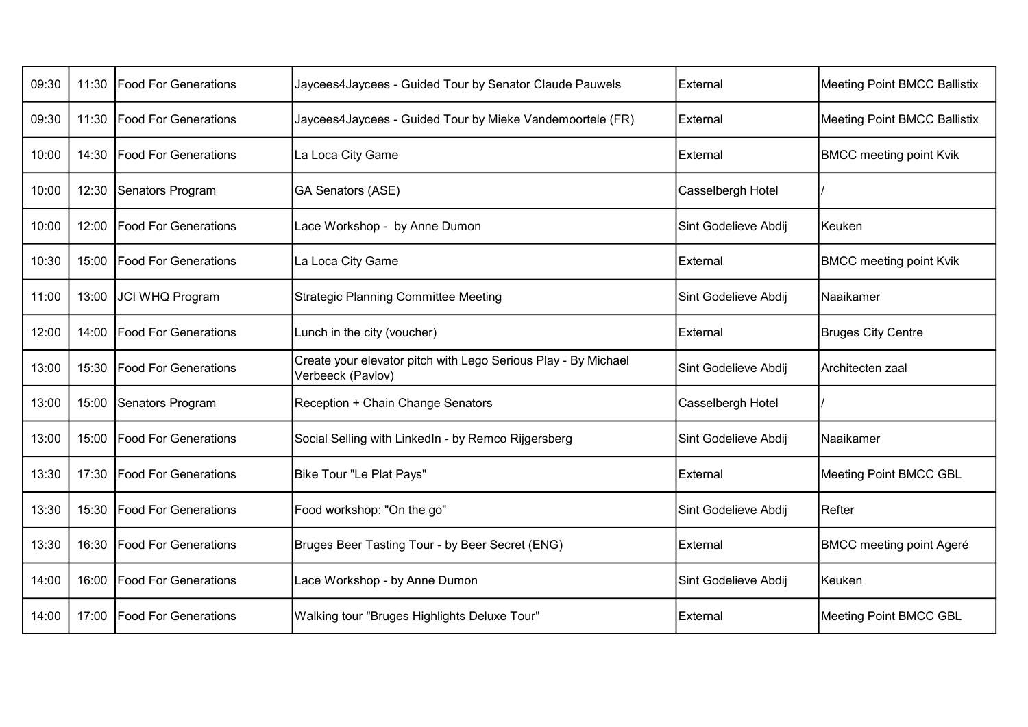| | | | | | |
|---|---|---|---|---|---|
| 09:30 | 11:30 | Food For Generations | Jaycees4Jaycees - Guided Tour by Senator Claude Pauwels | External | Meeting Point BMCC Ballistix |
| 09:30 | 11:30 | Food For Generations | Jaycees4Jaycees - Guided Tour by Mieke Vandemoortele (FR) | External | Meeting Point BMCC Ballistix |
| 10:00 | 14:30 | Food For Generations | La Loca City Game | External | BMCC meeting point Kvik |
| 10:00 | 12:30 | Senators Program | GA Senators (ASE) | Casselbergh Hotel | / |
| 10:00 | 12:00 | Food For Generations | Lace Workshop - by Anne Dumon | Sint Godelieve Abdij | Keuken |
| 10:30 | 15:00 | Food For Generations | La Loca City Game | External | BMCC meeting point Kvik |
| 11:00 | 13:00 | JCI WHQ Program | Strategic Planning Committee Meeting | Sint Godelieve Abdij | Naaikamer |
| 12:00 | 14:00 | Food For Generations | Lunch in the city (voucher) | External | Bruges City Centre |
| 13:00 | 15:30 | Food For Generations | Create your elevator pitch with Lego Serious Play - By Michael Verbeeck (Pavlov) | Sint Godelieve Abdij | Architecten zaal |
| 13:00 | 15:00 | Senators Program | Reception + Chain Change Senators | Casselbergh Hotel | / |
| 13:00 | 15:00 | Food For Generations | Social Selling with LinkedIn - by Remco Rijgersberg | Sint Godelieve Abdij | Naaikamer |
| 13:30 | 17:30 | Food For Generations | Bike Tour "Le Plat Pays" | External | Meeting Point BMCC GBL |
| 13:30 | 15:30 | Food For Generations | Food workshop: "On the go" | Sint Godelieve Abdij | Refter |
| 13:30 | 16:30 | Food For Generations | Bruges Beer Tasting Tour - by Beer Secret (ENG) | External | BMCC meeting point Ageré |
| 14:00 | 16:00 | Food For Generations | Lace Workshop - by Anne Dumon | Sint Godelieve Abdij | Keuken |
| 14:00 | 17:00 | Food For Generations | Walking tour "Bruges Highlights Deluxe Tour" | External | Meeting Point BMCC GBL |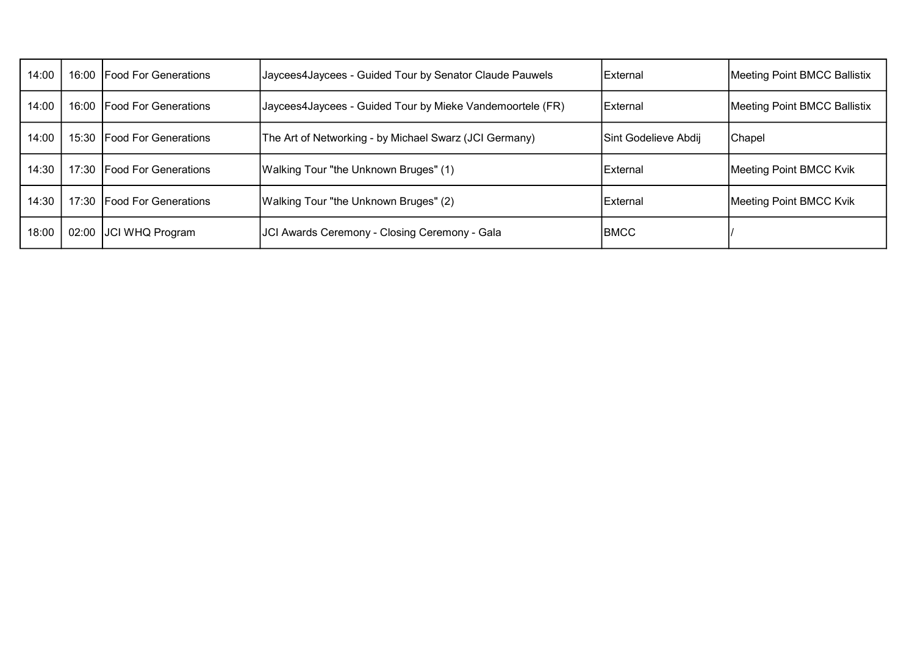| | | | | | |
|---|---|---|---|---|---|
| 14:00 | 16:00 | Food For Generations | Jaycees4Jaycees - Guided Tour by Senator Claude Pauwels | External | Meeting Point BMCC Ballistix |
| 14:00 | 16:00 | Food For Generations | Jaycees4Jaycees - Guided Tour by Mieke Vandemoortele (FR) | External | Meeting Point BMCC Ballistix |
| 14:00 | 15:30 | Food For Generations | The Art of Networking - by Michael Swarz (JCI Germany) | Sint Godelieve Abdij | Chapel |
| 14:30 | 17:30 | Food For Generations | Walking Tour "the Unknown Bruges" (1) | External | Meeting Point BMCC Kvik |
| 14:30 | 17:30 | Food For Generations | Walking Tour "the Unknown Bruges" (2) | External | Meeting Point BMCC Kvik |
| 18:00 | 02:00 | JCI WHQ Program | JCI Awards Ceremony - Closing Ceremony - Gala | BMCC | / |